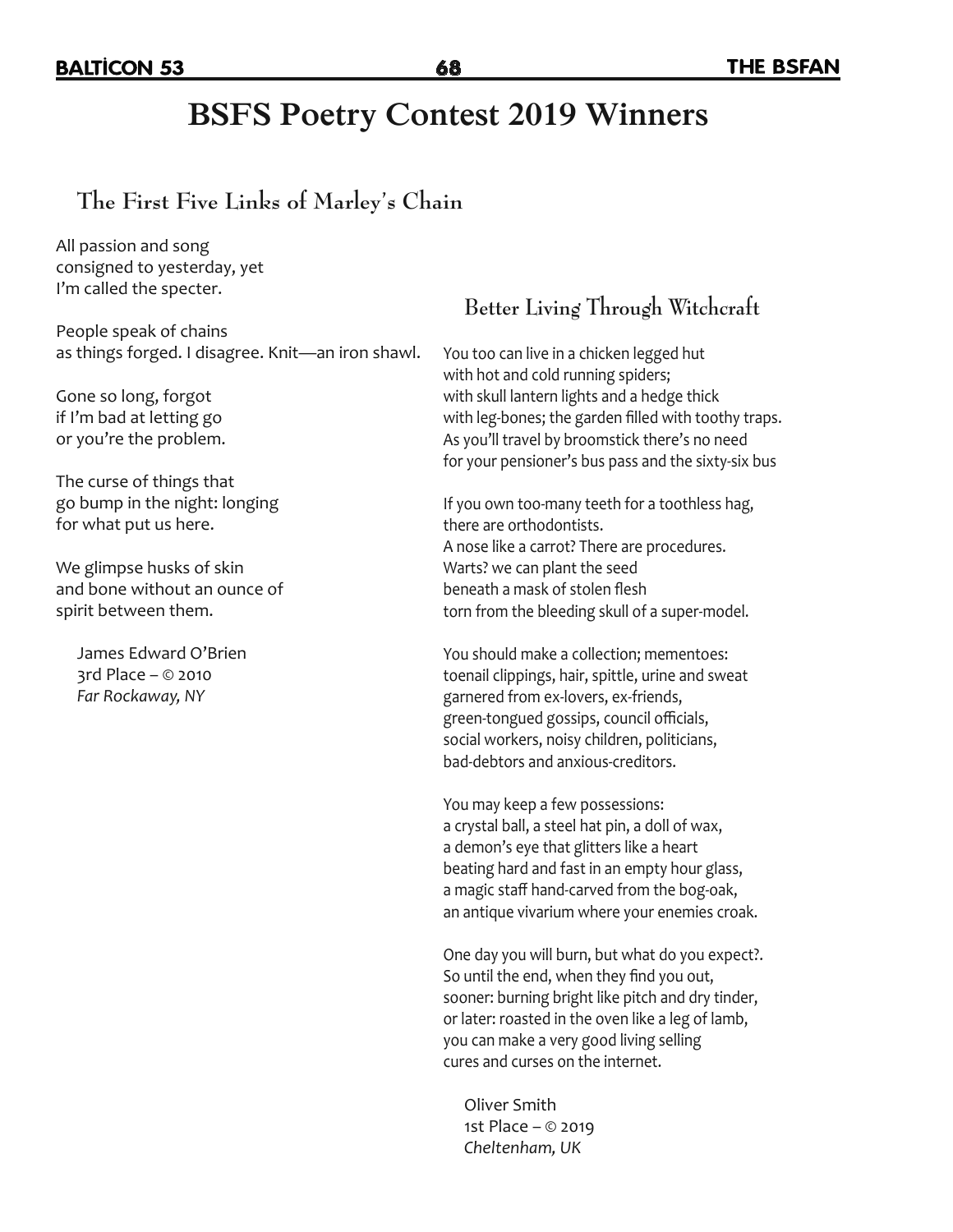# BSFS Poetry Contest 2019 Winners

## The First Five Links of Marley's Chain

All passion and song
consigned to yesterday, yet
I'm called the specter.

People speak of chains
as things forged. I disagree. Knit—an iron shawl.

Gone so long, forgot
if I'm bad at letting go
or you're the problem.

The curse of things that
go bump in the night: longing
for what put us here.

We glimpse husks of skin
and bone without an ounce of
spirit between them.

James Edward O'Brien
3rd Place – © 2010
*Far Rockaway, NY*

## Better Living Through Witchcraft

You too can live in a chicken legged hut
with hot and cold running spiders;
with skull lantern lights and a hedge thick
with leg-bones; the garden filled with toothy traps.
As you'll travel by broomstick there's no need
for your pensioner's bus pass and the sixty-six bus

If you own too-many teeth for a toothless hag,
there are orthodontists.
A nose like a carrot? There are procedures.
Warts? we can plant the seed
beneath a mask of stolen flesh
torn from the bleeding skull of a super-model.

You should make a collection; mementoes:
toenail clippings, hair, spittle, urine and sweat
garnered from ex-lovers, ex-friends,
green-tongued gossips, council officials,
social workers, noisy children, politicians,
bad-debtors and anxious-creditors.

You may keep a few possessions:
a crystal ball, a steel hat pin, a doll of wax,
a demon's eye that glitters like a heart
beating hard and fast in an empty hour glass,
a magic staff hand-carved from the bog-oak,
an antique vivarium where your enemies croak.

One day you will burn, but what do you expect?.
So until the end, when they find you out,
sooner: burning bright like pitch and dry tinder,
or later: roasted in the oven like a leg of lamb,
you can make a very good living selling
cures and curses on the internet.

Oliver Smith
1st Place – © 2019
*Cheltenham, UK*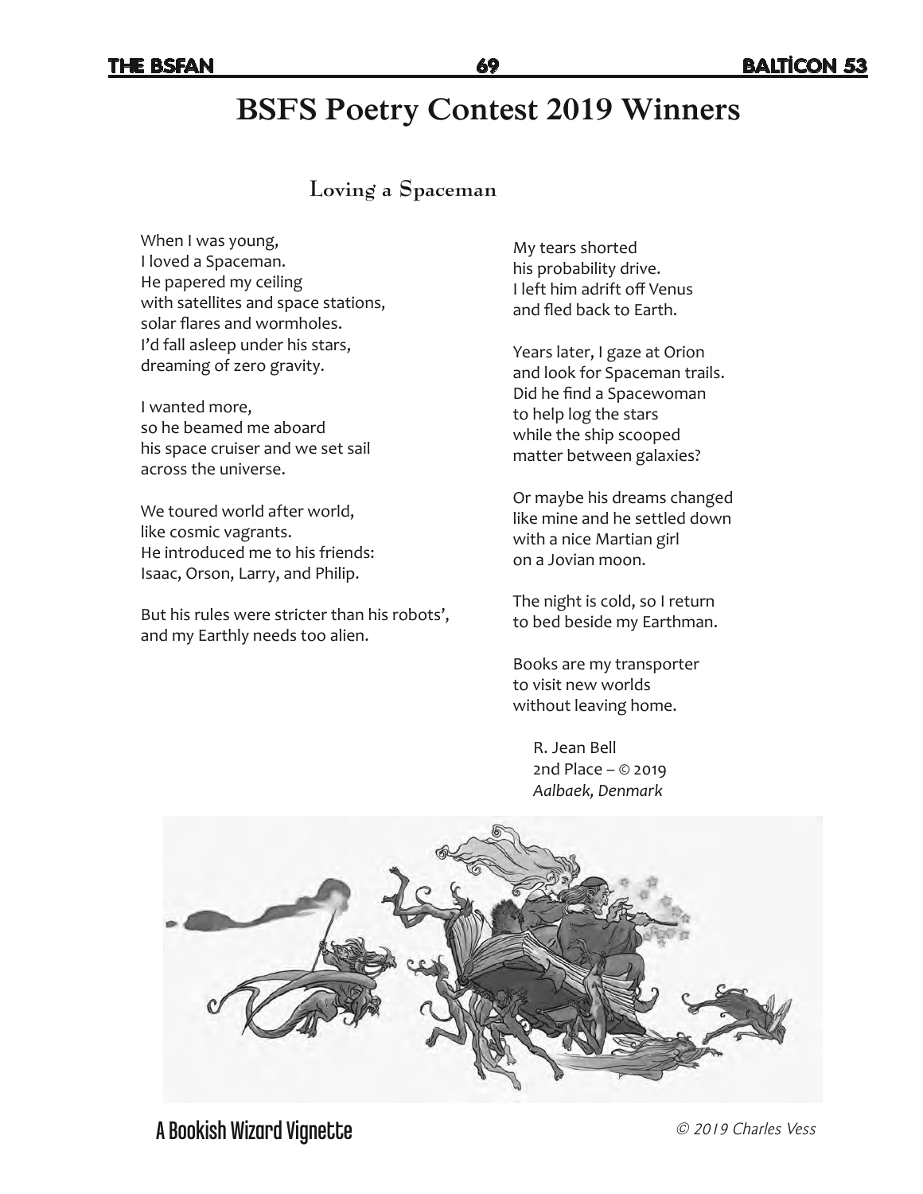# BSFS Poetry Contest 2019 Winners

## Loving a Spaceman

When I was young,
I loved a Spaceman.
He papered my ceiling
with satellites and space stations,
solar flares and wormholes.
I'd fall asleep under his stars,
dreaming of zero gravity.

I wanted more,
so he beamed me aboard
his space cruiser and we set sail
across the universe.

We toured world after world,
like cosmic vagrants.
He introduced me to his friends:
Isaac, Orson, Larry, and Philip.

But his rules were stricter than his robots',
and my Earthly needs too alien.

My tears shorted
his probability drive.
I left him adrift off Venus
and fled back to Earth.

Years later, I gaze at Orion
and look for Spaceman trails.
Did he find a Spacewoman
to help log the stars
while the ship scooped
matter between galaxies?

Or maybe his dreams changed
like mine and he settled down
with a nice Martian girl
on a Jovian moon.

The night is cold, so I return
to bed beside my Earthman.

Books are my transporter
to visit new worlds
without leaving home.

R. Jean Bell
2nd Place – © 2019
*Aalbaek, Denmark*

**A Bookish Wizard Vignette**

*© 2019 Charles Vess*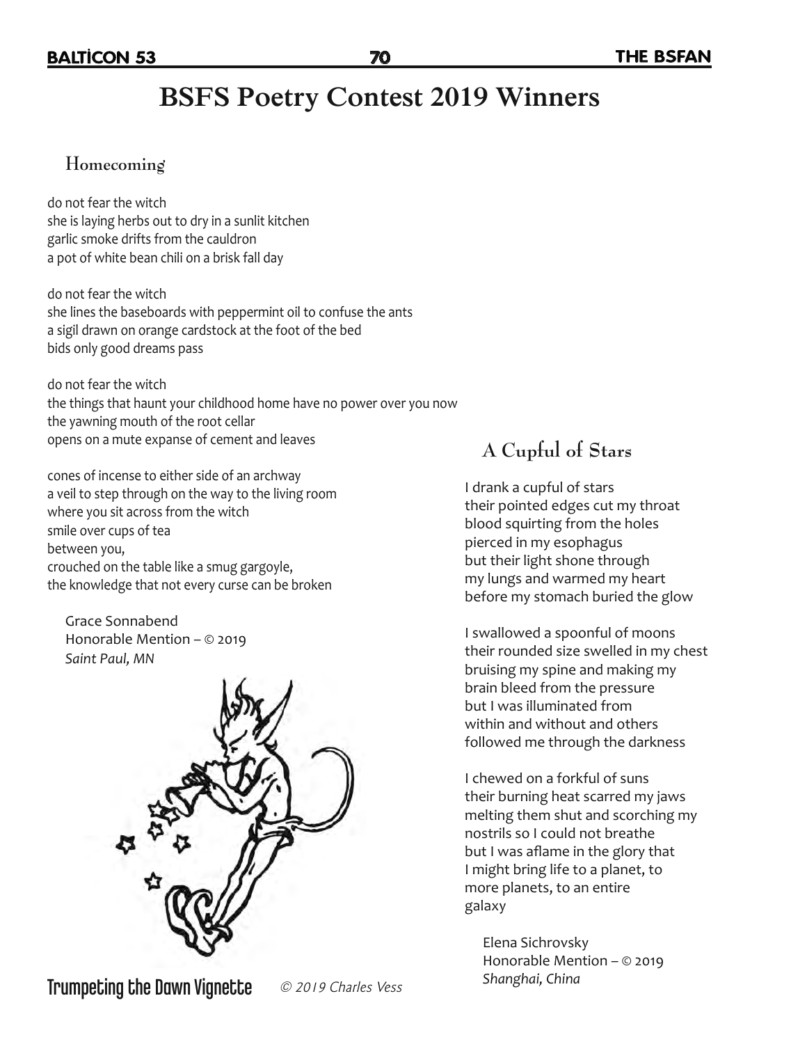# BSFS Poetry Contest 2019 Winners

## Homecoming

do not fear the witch
she is laying herbs out to dry in a sunlit kitchen
garlic smoke drifts from the cauldron
a pot of white bean chili on a brisk fall day

do not fear the witch
she lines the baseboards with peppermint oil to confuse the ants
a sigil drawn on orange cardstock at the foot of the bed
bids only good dreams pass

do not fear the witch
the things that haunt your childhood home have no power over you now
the yawning mouth of the root cellar
opens on a mute expanse of cement and leaves

cones of incense to either side of an archway
a veil to step through on the way to the living room
where you sit across from the witch
smile over cups of tea
between you,
crouched on the table like a smug gargoyle,
the knowledge that not every curse can be broken

Grace Sonnabend
Honorable Mention – © 2019
*Saint Paul, MN*

**Trumpeting the Dawn Vignette** *© 2019 Charles Vess*

## A Cupful of Stars

I drank a cupful of stars
their pointed edges cut my throat
blood squirting from the holes
pierced in my esophagus
but their light shone through
my lungs and warmed my heart
before my stomach buried the glow

I swallowed a spoonful of moons
their rounded size swelled in my chest
bruising my spine and making my
brain bleed from the pressure
but I was illuminated from
within and without and others
followed me through the darkness

I chewed on a forkful of suns
their burning heat scarred my jaws
melting them shut and scorching my
nostrils so I could not breathe
but I was aflame in the glory that
I might bring life to a planet, to
more planets, to an entire
galaxy

Elena Sichrovsky
Honorable Mention – © 2019
*Shanghai, China*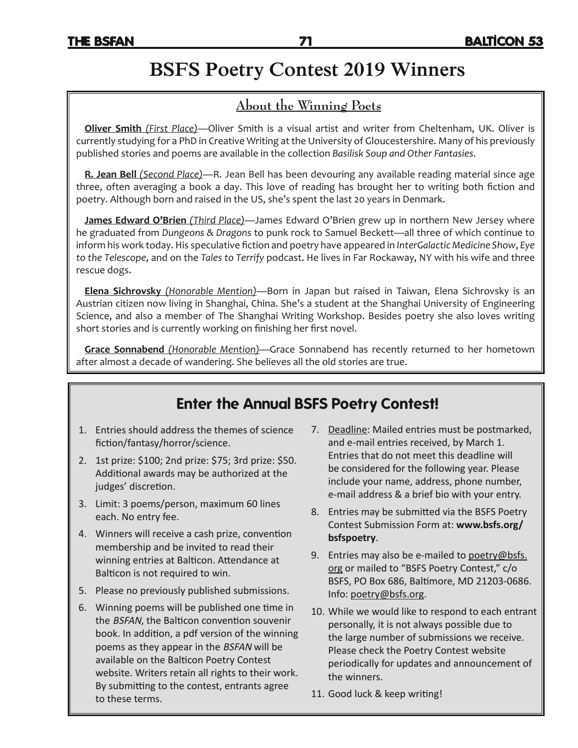# BSFS Poetry Contest 2019 Winners

## About the Winning Poets

**Oliver Smith** *(First Place)*—Oliver Smith is a visual artist and writer from Cheltenham, UK. Oliver is currently studying for a PhD in Creative Writing at the University of Gloucestershire. Many of his previously published stories and poems are available in the collection *Basilisk Soup and Other Fantasies*.

**R. Jean Bell** *(Second Place)*—R. Jean Bell has been devouring any available reading material since age three, often averaging a book a day. This love of reading has brought her to writing both fiction and poetry. Although born and raised in the US, she's spent the last 20 years in Denmark.

**James Edward O'Brien** *(Third Place)*—James Edward O'Brien grew up in northern New Jersey where he graduated from *Dungeons & Dragons* to punk rock to Samuel Beckett—all three of which continue to inform his work today. His speculative fiction and poetry have appeared in *InterGalactic Medicine Show*, *Eye to the Telescope*, and on the *Tales to Terrify* podcast. He lives in Far Rockaway, NY with his wife and three rescue dogs.

**Elena Sichrovsky** *(Honorable Mention)*—Born in Japan but raised in Taiwan, Elena Sichrovsky is an Austrian citizen now living in Shanghai, China. She's a student at the Shanghai University of Engineering Science, and also a member of The Shanghai Writing Workshop. Besides poetry she also loves writing short stories and is currently working on finishing her first novel.

**Grace Sonnabend** *(Honorable Mention)*—Grace Sonnabend has recently returned to her hometown after almost a decade of wandering. She believes all the old stories are true.

## Enter the Annual BSFS Poetry Contest!

1. Entries should address the themes of science fiction/fantasy/horror/science.
2. 1st prize: $100; 2nd prize: $75; 3rd prize: $50. Additional awards may be authorized at the judges' discretion.
3. Limit: 3 poems/person, maximum 60 lines each. No entry fee.
4. Winners will receive a cash prize, convention membership and be invited to read their winning entries at Balticon. Attendance at Balticon is not required to win.
5. Please no previously published submissions.
6. Winning poems will be published one time in the *BSFAN*, the Balticon convention souvenir book. In addition, a pdf version of the winning poems as they appear in the *BSFAN* will be available on the Balticon Poetry Contest website. Writers retain all rights to their work. By submitting to the contest, entrants agree to these terms.
7. Deadline: Mailed entries must be postmarked, and e-mail entries received, by March 1. Entries that do not meet this deadline will be considered for the following year. Please include your name, address, phone number, e-mail address & a brief bio with your entry.
8. Entries may be submitted via the BSFS Poetry Contest Submission Form at: **www.bsfs.org/bsfspoetry**.
9. Entries may also be e-mailed to poetry@bsfs.org or mailed to "BSFS Poetry Contest," c/o BSFS, PO Box 686, Baltimore, MD 21203-0686. Info: poetry@bsfs.org.
10. While we would like to respond to each entrant personally, it is not always possible due to the large number of submissions we receive. Please check the Poetry Contest website periodically for updates and announcement of the winners.
11. Good luck & keep writing!